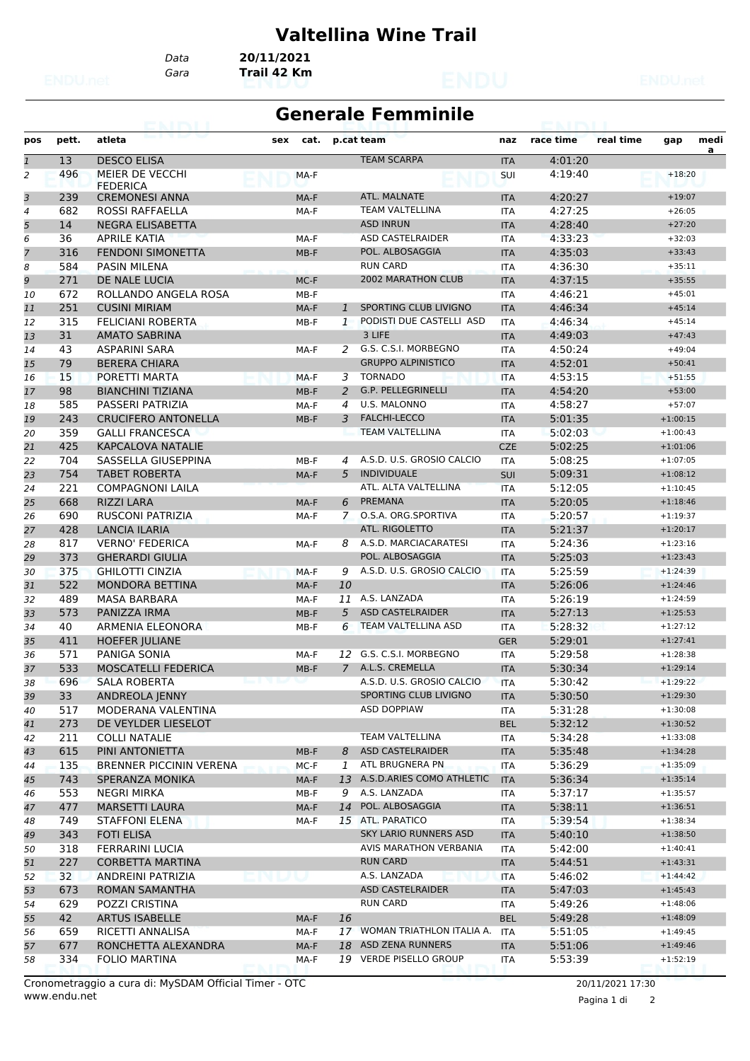# Valtellina Wine Trail

Data **20/11/2021**
Gara **Trail 42 Km**

## Generale Femminile

| pos | pett. | atleta | sex | cat. | p.cat | team | naz | race time | real time | gap | media |
|---|---|---|---|---|---|---|---|---|---|---|---|
| 1 | 13 | DESCO ELISA | | | | TEAM SCARPA | ITA | 4:01:20 | | | |
| 2 | 496 | MEIER DE VECCHI FEDERICA | | MA-F | | | SUI | 4:19:40 | | +18:20 | |
| 3 | 239 | CREMONESI ANNA | | MA-F | | ATL. MALNATE | ITA | 4:20:27 | | +19:07 | |
| 4 | 682 | ROSSI RAFFAELLA | | MA-F | | TEAM VALTELLINA | ITA | 4:27:25 | | +26:05 | |
| 5 | 14 | NEGRA ELISABETTA | | | | ASD INRUN | ITA | 4:28:40 | | +27:20 | |
| 6 | 36 | APRILE KATIA | | MA-F | | ASD CASTELRAIDER | ITA | 4:33:23 | | +32:03 | |
| 7 | 316 | FENDONI SIMONETTA | | MB-F | | POL. ALBOSAGGIA | ITA | 4:35:03 | | +33:43 | |
| 8 | 584 | PASIN MILENA | | | | RUN CARD | ITA | 4:36:30 | | +35:11 | |
| 9 | 271 | DE NALE LUCIA | | MC-F | | 2002 MARATHON CLUB | ITA | 4:37:15 | | +35:55 | |
| 10 | 672 | ROLLANDO ANGELA ROSA | | MB-F | | | ITA | 4:46:21 | | +45:01 | |
| 11 | 251 | CUSINI MIRIAM | | MA-F | 1 | SPORTING CLUB LIVIGNO | ITA | 4:46:34 | | +45:14 | |
| 12 | 315 | FELICIANI ROBERTA | | MB-F | 1 | PODISTI DUE CASTELLI ASD | ITA | 4:46:34 | | +45:14 | |
| 13 | 31 | AMATO SABRINA | | | | 3 LIFE | ITA | 4:49:03 | | +47:43 | |
| 14 | 43 | ASPARINI SARA | | MA-F | 2 | G.S. C.S.I. MORBEGNO | ITA | 4:50:24 | | +49:04 | |
| 15 | 79 | BERERA CHIARA | | | | GRUPPO ALPINISTICO | ITA | 4:52:01 | | +50:41 | |
| 16 | 15 | PORETTI MARTA | | MA-F | 3 | TORNADO | ITA | 4:53:15 | | +51:55 | |
| 17 | 98 | BIANCHINI TIZIANA | | MB-F | 2 | G.P. PELLEGRINELLI | ITA | 4:54:20 | | +53:00 | |
| 18 | 585 | PASSERI PATRIZIA | | MA-F | 4 | U.S. MALONNO | ITA | 4:58:27 | | +57:07 | |
| 19 | 243 | CRUCIFERO ANTONELLA | | MB-F | 3 | FALCHI-LECCO | ITA | 5:01:35 | | +1:00:15 | |
| 20 | 359 | GALLI FRANCESCA | | | | TEAM VALTELLINA | ITA | 5:02:03 | | +1:00:43 | |
| 21 | 425 | KAPCALOVA NATALIE | | | | | CZE | 5:02:25 | | +1:01:06 | |
| 22 | 704 | SASSELLA GIUSEPPINA | | MB-F | 4 | A.S.D. U.S. GROSIO CALCIO | ITA | 5:08:25 | | +1:07:05 | |
| 23 | 754 | TABET ROBERTA | | MA-F | 5 | INDIVIDUALE | SUI | 5:09:31 | | +1:08:12 | |
| 24 | 221 | COMPAGNONI LAILA | | | | ATL. ALTA VALTELLINA | ITA | 5:12:05 | | +1:10:45 | |
| 25 | 668 | RIZZI LARA | | MA-F | 6 | PREMANA | ITA | 5:20:05 | | +1:18:46 | |
| 26 | 690 | RUSCONI PATRIZIA | | MA-F | 7 | O.S.A. ORG.SPORTIVA | ITA | 5:20:57 | | +1:19:37 | |
| 27 | 428 | LANCIA ILARIA | | | | ATL. RIGOLETTO | ITA | 5:21:37 | | +1:20:17 | |
| 28 | 817 | VERNO' FEDERICA | | MA-F | 8 | A.S.D. MARCIACARATESI | ITA | 5:24:36 | | +1:23:16 | |
| 29 | 373 | GHERARDI GIULIA | | | | POL. ALBOSAGGIA | ITA | 5:25:03 | | +1:23:43 | |
| 30 | 375 | GHILOTTI CINZIA | | MA-F | 9 | A.S.D. U.S. GROSIO CALCIO | ITA | 5:25:59 | | +1:24:39 | |
| 31 | 522 | MONDORA BETTINA | | MA-F | 10 | | ITA | 5:26:06 | | +1:24:46 | |
| 32 | 489 | MASA BARBARA | | MA-F | 11 | A.S. LANZADA | ITA | 5:26:19 | | +1:24:59 | |
| 33 | 573 | PANIZZA IRMA | | MB-F | 5 | ASD CASTELRAIDER | ITA | 5:27:13 | | +1:25:53 | |
| 34 | 40 | ARMENIA ELEONORA | | MB-F | 6 | TEAM VALTELLINA ASD | ITA | 5:28:32 | | +1:27:12 | |
| 35 | 411 | HOEFER JULIANE | | | | | GER | 5:29:01 | | +1:27:41 | |
| 36 | 571 | PANIGA SONIA | | MA-F | 12 | G.S. C.S.I. MORBEGNO | ITA | 5:29:58 | | +1:28:38 | |
| 37 | 533 | MOSCATELLI FEDERICA | | MB-F | 7 | A.L.S. CREMELLA | ITA | 5:30:34 | | +1:29:14 | |
| 38 | 696 | SALA ROBERTA | | | | A.S.D. U.S. GROSIO CALCIO | ITA | 5:30:42 | | +1:29:22 | |
| 39 | 33 | ANDREOLA JENNY | | | | SPORTING CLUB LIVIGNO | ITA | 5:30:50 | | +1:29:30 | |
| 40 | 517 | MODERANA VALENTINA | | | | ASD DOPPIAW | ITA | 5:31:28 | | +1:30:08 | |
| 41 | 273 | DE VEYLDER LIESELOT | | | | | BEL | 5:32:12 | | +1:30:52 | |
| 42 | 211 | COLLI NATALIE | | | | TEAM VALTELLINA | ITA | 5:34:28 | | +1:33:08 | |
| 43 | 615 | PINI ANTONIETTA | | MB-F | 8 | ASD CASTELRAIDER | ITA | 5:35:48 | | +1:34:28 | |
| 44 | 135 | BRENNER PICCININ VERENA | | MC-F | 1 | ATL BRUGNERA PN | ITA | 5:36:29 | | +1:35:09 | |
| 45 | 743 | SPERANZA MONIKA | | MA-F | 13 | A.S.D.ARIES COMO ATHLETIC | ITA | 5:36:34 | | +1:35:14 | |
| 46 | 553 | NEGRI MIRKA | | MB-F | 9 | A.S. LANZADA | ITA | 5:37:17 | | +1:35:57 | |
| 47 | 477 | MARSETTI LAURA | | MA-F | 14 | POL. ALBOSAGGIA | ITA | 5:38:11 | | +1:36:51 | |
| 48 | 749 | STAFFONI ELENA | | MA-F | 15 | ATL. PARATICO | ITA | 5:39:54 | | +1:38:34 | |
| 49 | 343 | FOTI ELISA | | | | SKY LARIO RUNNERS ASD | ITA | 5:40:10 | | +1:38:50 | |
| 50 | 318 | FERRARINI LUCIA | | | | AVIS MARATHON VERBANIA | ITA | 5:42:00 | | +1:40:41 | |
| 51 | 227 | CORBETTA MARTINA | | | | RUN CARD | ITA | 5:44:51 | | +1:43:31 | |
| 52 | 32 | ANDREINI PATRIZIA | | | | A.S. LANZADA | ITA | 5:46:02 | | +1:44:42 | |
| 53 | 673 | ROMAN SAMANTHA | | | | ASD CASTELRAIDER | ITA | 5:47:03 | | +1:45:43 | |
| 54 | 629 | POZZI CRISTINA | | | | RUN CARD | ITA | 5:49:26 | | +1:48:06 | |
| 55 | 42 | ARTUS ISABELLE | | MA-F | 16 | | BEL | 5:49:28 | | +1:48:09 | |
| 56 | 659 | RICETTI ANNALISA | | MA-F | 17 | WOMAN TRIATHLON ITALIA A. | ITA | 5:51:05 | | +1:49:45 | |
| 57 | 677 | RONCHETTA ALEXANDRA | | MA-F | 18 | ASD ZENA RUNNERS | ITA | 5:51:06 | | +1:49:46 | |
| 58 | 334 | FOLIO MARTINA | | MA-F | 19 | VERDE PISELLO GROUP | ITA | 5:53:39 | | +1:52:19 | |

Cronometraggio a cura di: MySDAM Official Timer - OTC
www.endu.net

20/11/2021 17:30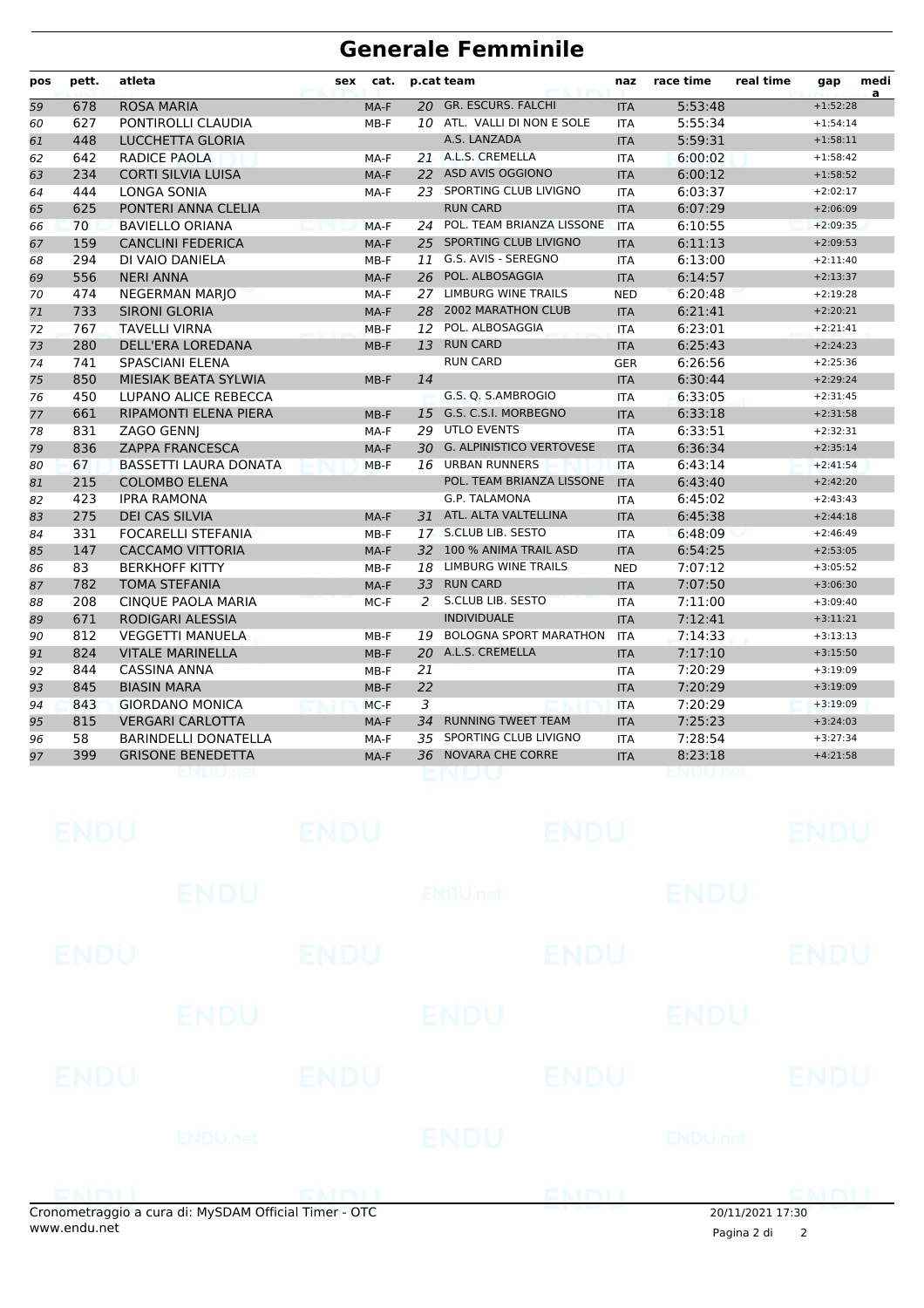# Generale Femminile

| pos | pett. | atleta | sex | cat. | p.cat | team | naz | race time | real time | gap | media |
|---|---|---|---|---|---|---|---|---|---|---|---|
| 59 | 678 | ROSA MARIA | | MA-F | 20 | GR. ESCURS. FALCHI | ITA | 5:53:48 | | +1:52:28 | |
| 60 | 627 | PONTIROLLI CLAUDIA | | MB-F | 10 | ATL. VALLI DI NON E SOLE | ITA | 5:55:34 | | +1:54:14 | |
| 61 | 448 | LUCCHETTA GLORIA | | | | A.S. LANZADA | ITA | 5:59:31 | | +1:58:11 | |
| 62 | 642 | RADICE PAOLA | | MA-F | 21 | A.L.S. CREMELLA | ITA | 6:00:02 | | +1:58:42 | |
| 63 | 234 | CORTI SILVIA LUISA | | MA-F | 22 | ASD AVIS OGGIONO | ITA | 6:00:12 | | +1:58:52 | |
| 64 | 444 | LONGA SONIA | | MA-F | 23 | SPORTING CLUB LIVIGNO | ITA | 6:03:37 | | +2:02:17 | |
| 65 | 625 | PONTERI ANNA CLELIA | | | | RUN CARD | ITA | 6:07:29 | | +2:06:09 | |
| 66 | 70 | BAVIELLO ORIANA | | MA-F | 24 | POL. TEAM BRIANZA LISSONE | ITA | 6:10:55 | | +2:09:35 | |
| 67 | 159 | CANCLINI FEDERICA | | MA-F | 25 | SPORTING CLUB LIVIGNO | ITA | 6:11:13 | | +2:09:53 | |
| 68 | 294 | DI VAIO DANIELA | | MB-F | 11 | G.S. AVIS - SEREGNO | ITA | 6:13:00 | | +2:11:40 | |
| 69 | 556 | NERI ANNA | | MA-F | 26 | POL. ALBOSAGGIA | ITA | 6:14:57 | | +2:13:37 | |
| 70 | 474 | NEGERMAN MARJO | | MA-F | 27 | LIMBURG WINE TRAILS | NED | 6:20:48 | | +2:19:28 | |
| 71 | 733 | SIRONI GLORIA | | MA-F | 28 | 2002 MARATHON CLUB | ITA | 6:21:41 | | +2:20:21 | |
| 72 | 767 | TAVELLI VIRNA | | MB-F | 12 | POL. ALBOSAGGIA | ITA | 6:23:01 | | +2:21:41 | |
| 73 | 280 | DELL'ERA LOREDANA | | MB-F | 13 | RUN CARD | ITA | 6:25:43 | | +2:24:23 | |
| 74 | 741 | SPASCIANI ELENA | | | | RUN CARD | GER | 6:26:56 | | +2:25:36 | |
| 75 | 850 | MIESIAK BEATA SYLWIA | | MB-F | 14 | | ITA | 6:30:44 | | +2:29:24 | |
| 76 | 450 | LUPANO ALICE REBECCA | | | | G.S. Q. S.AMBROGIO | ITA | 6:33:05 | | +2:31:45 | |
| 77 | 661 | RIPAMONTI ELENA PIERA | | MB-F | 15 | G.S. C.S.I. MORBEGNO | ITA | 6:33:18 | | +2:31:58 | |
| 78 | 831 | ZAGO GENNJ | | MA-F | 29 | UTLO EVENTS | ITA | 6:33:51 | | +2:32:31 | |
| 79 | 836 | ZAPPA FRANCESCA | | MA-F | 30 | G. ALPINISTICO VERTOVESE | ITA | 6:36:34 | | +2:35:14 | |
| 80 | 67 | BASSETTI LAURA DONATA | | MB-F | 16 | URBAN RUNNERS | ITA | 6:43:14 | | +2:41:54 | |
| 81 | 215 | COLOMBO ELENA | | | | POL. TEAM BRIANZA LISSONE | ITA | 6:43:40 | | +2:42:20 | |
| 82 | 423 | IPRA RAMONA | | | | G.P. TALAMONA | ITA | 6:45:02 | | +2:43:43 | |
| 83 | 275 | DEI CAS SILVIA | | MA-F | 31 | ATL. ALTA VALTELLINA | ITA | 6:45:38 | | +2:44:18 | |
| 84 | 331 | FOCARELLI STEFANIA | | MB-F | 17 | S.CLUB LIB. SESTO | ITA | 6:48:09 | | +2:46:49 | |
| 85 | 147 | CACCAMO VITTORIA | | MA-F | 32 | 100 % ANIMA TRAIL ASD | ITA | 6:54:25 | | +2:53:05 | |
| 86 | 83 | BERKHOFF KITTY | | MB-F | 18 | LIMBURG WINE TRAILS | NED | 7:07:12 | | +3:05:52 | |
| 87 | 782 | TOMA STEFANIA | | MA-F | 33 | RUN CARD | ITA | 7:07:50 | | +3:06:30 | |
| 88 | 208 | CINQUE PAOLA MARIA | | MC-F | 2 | S.CLUB LIB. SESTO | ITA | 7:11:00 | | +3:09:40 | |
| 89 | 671 | RODIGARI ALESSIA | | | | INDIVIDUALE | ITA | 7:12:41 | | +3:11:21 | |
| 90 | 812 | VEGGETTI MANUELA | | MB-F | 19 | BOLOGNA SPORT MARATHON | ITA | 7:14:33 | | +3:13:13 | |
| 91 | 824 | VITALE MARINELLA | | MB-F | 20 | A.L.S. CREMELLA | ITA | 7:17:10 | | +3:15:50 | |
| 92 | 844 | CASSINA ANNA | | MB-F | 21 | | ITA | 7:20:29 | | +3:19:09 | |
| 93 | 845 | BIASIN MARA | | MB-F | 22 | | ITA | 7:20:29 | | +3:19:09 | |
| 94 | 843 | GIORDANO MONICA | | MC-F | 3 | | ITA | 7:20:29 | | +3:19:09 | |
| 95 | 815 | VERGARI CARLOTTA | | MA-F | 34 | RUNNING TWEET TEAM | ITA | 7:25:23 | | +3:24:03 | |
| 96 | 58 | BARINDELLI DONATELLA | | MA-F | 35 | SPORTING CLUB LIVIGNO | ITA | 7:28:54 | | +3:27:34 | |
| 97 | 399 | GRISONE BENEDETTA | | MA-F | 36 | NOVARA CHE CORRE | ITA | 8:23:18 | | +4:21:58 | |

Cronometraggio a cura di: MySDAM Official Timer - OTC
www.endu.net

20/11/2021 17:30